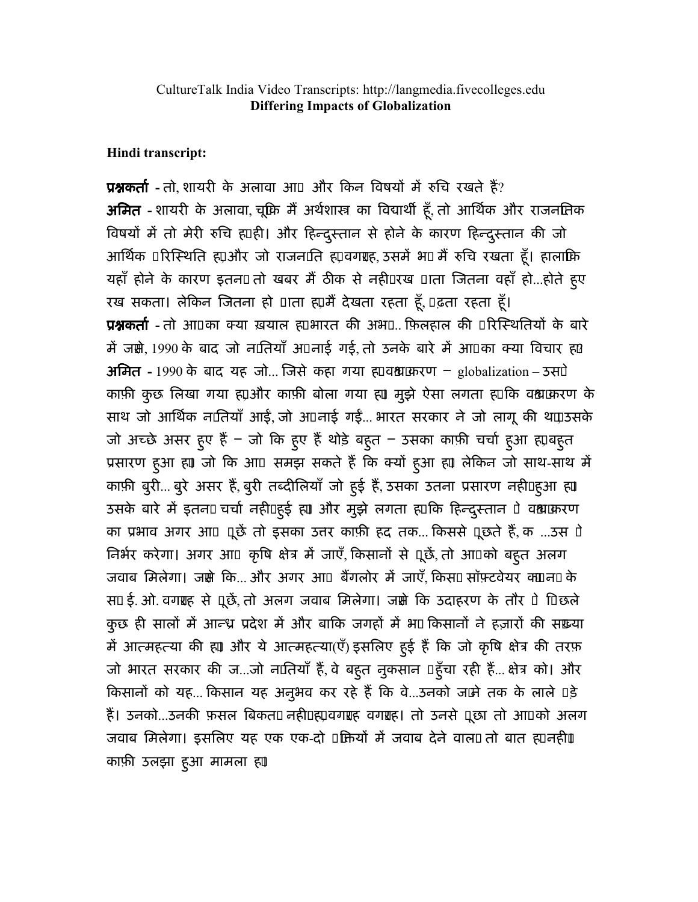CultureTalk India Video Transcripts: http://langmedia.fivecolleges.edu
**Differing Impacts of Globalization**

**Hindi transcript:**

**प्रश्नकर्ता** - तो, शायरी के अलावा आप और किन विषयों में रुचि रखते हैं?

**अमित** - शायरी के अलावा, चूंकि मैं अर्थशास्त्र का विद्यार्थी हूँ, तो आर्थिक और राजनीतिक विषयों में तो मेरी रुचि है ही। और हिन्दुस्तान से होने के कारण हिन्दुस्तान की जो आर्थिक परिस्थिति है और जो राजनीति है, वगैरह, उसमें भी मैं रुचि रखता हूँ। हालांकि यहाँ होने के कारण इतनी तो खबर मैं ठीक से नहीं रख पाता जितना वहाँ हो...होते हुए रख सकता। लेकिन जितना हो पाता है मैं देखता रहता हूँ, पढ़ता रहता हूँ।

**प्रश्नकर्ता** - तो आपका क्या ख़याल है भारत की अभी.. फ़िलहाल की परिस्थितियों के बारे में जैसे, 1990 के बाद जो नीतियाँ अपनाई गई, तो उनके बारे में आपका क्या विचार है?

**अमित** - 1990 के बाद यह जो... जिसे कहा गया है वैश्वीकरण – globalization – उसपे काफ़ी कुछ लिखा गया है और काफ़ी बोला गया है। मुझे ऐसा लगता है कि वैश्वीकरण के साथ जो आर्थिक नीतियाँ आईं, जो अपनाई गईं... भारत सरकार ने जो लागू की थी, उसके जो अच्छे असर हुए हैं – जो कि हुए हैं थोड़े बहुत – उसका काफ़ी चर्चा हुआ है, बहुत प्रसारण हुआ है। जो कि आप समझ सकते हैं कि क्यों हुआ है। लेकिन जो साथ-साथ में काफ़ी बुरी... बुरे असर हैं, बुरी तब्दीलियाँ जो हुई हैं, उसका उतना प्रसारण नहीं हुआ है। उसके बारे में इतनी चर्चा नहीं हुई है। और मुझे लगता है कि हिन्दुस्तान पे वैश्वीकरण का प्रभाव अगर आप पूछें तो इसका उत्तर काफ़ी हद तक... किससे पूछते हैं, क ...उस पे निर्भर करेगा। अगर आप कृषि क्षेत्र में जाएँ, किसानों से पूछें, तो आपको बहुत अलग जवाब मिलेगा। जैसे कि... और अगर आप बैंगलोर में जाएँ, किसी सॉफ़्टवेयर कंपनी के सी. ई. ओ. वगैरह से पूछें, तो अलग जवाब मिलेगा। जैसे कि उदाहरण के तौर पे पिछले कुछ ही सालों में आन्ध्र प्रदेश में और बाकि जगहों में भी किसानों ने हज़ारों की संख्या में आत्महत्या की है। और ये आत्महत्या(एँ) इसलिए हुई हैं कि जो कृषि क्षेत्र की तरफ़ जो भारत सरकार की ज...जो नीतियाँ हैं, वे बहुत नुकसान पहुँचा रही हैं... क्षेत्र को। और किसानों को यह... किसान यह अनुभव कर रहे हैं कि वे...उनको जीने तक के लाले पड़े हैं। उनको...उनकी फ़सल बिकती नहीं है, वगैरह वगैरह। तो उनसे पूछा तो आपको अलग जवाब मिलेगा। इसलिए यह एक एक-दो पंक्तियों में जवाब देने वाली तो बात है नहीं। काफ़ी उलझा हुआ मामला है।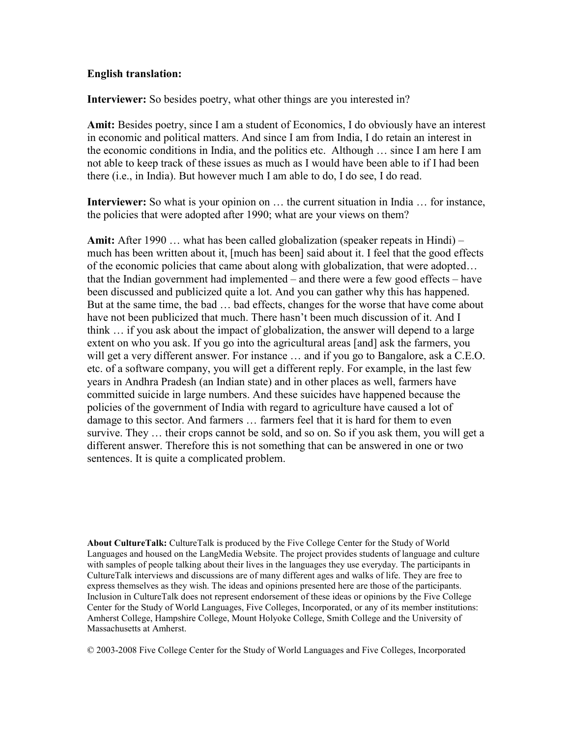**English translation:**

**Interviewer:** So besides poetry, what other things are you interested in?

**Amit:** Besides poetry, since I am a student of Economics, I do obviously have an interest in economic and political matters. And since I am from India, I do retain an interest in the economic conditions in India, and the politics etc. Although … since I am here I am not able to keep track of these issues as much as I would have been able to if I had been there (i.e., in India). But however much I am able to do, I do see, I do read.

**Interviewer:** So what is your opinion on … the current situation in India … for instance, the policies that were adopted after 1990; what are your views on them?

**Amit:** After 1990 … what has been called globalization (speaker repeats in Hindi) – much has been written about it, [much has been] said about it. I feel that the good effects of the economic policies that came about along with globalization, that were adopted… that the Indian government had implemented – and there were a few good effects – have been discussed and publicized quite a lot. And you can gather why this has happened. But at the same time, the bad … bad effects, changes for the worse that have come about have not been publicized that much. There hasn't been much discussion of it. And I think … if you ask about the impact of globalization, the answer will depend to a large extent on who you ask. If you go into the agricultural areas [and] ask the farmers, you will get a very different answer. For instance … and if you go to Bangalore, ask a C.E.O. etc. of a software company, you will get a different reply. For example, in the last few years in Andhra Pradesh (an Indian state) and in other places as well, farmers have committed suicide in large numbers. And these suicides have happened because the policies of the government of India with regard to agriculture have caused a lot of damage to this sector. And farmers … farmers feel that it is hard for them to even survive. They … their crops cannot be sold, and so on. So if you ask them, you will get a different answer. Therefore this is not something that can be answered in one or two sentences. It is quite a complicated problem.

**About CultureTalk:** CultureTalk is produced by the Five College Center for the Study of World Languages and housed on the LangMedia Website. The project provides students of language and culture with samples of people talking about their lives in the languages they use everyday. The participants in CultureTalk interviews and discussions are of many different ages and walks of life. They are free to express themselves as they wish. The ideas and opinions presented here are those of the participants. Inclusion in CultureTalk does not represent endorsement of these ideas or opinions by the Five College Center for the Study of World Languages, Five Colleges, Incorporated, or any of its member institutions: Amherst College, Hampshire College, Mount Holyoke College, Smith College and the University of Massachusetts at Amherst.

© 2003-2008 Five College Center for the Study of World Languages and Five Colleges, Incorporated